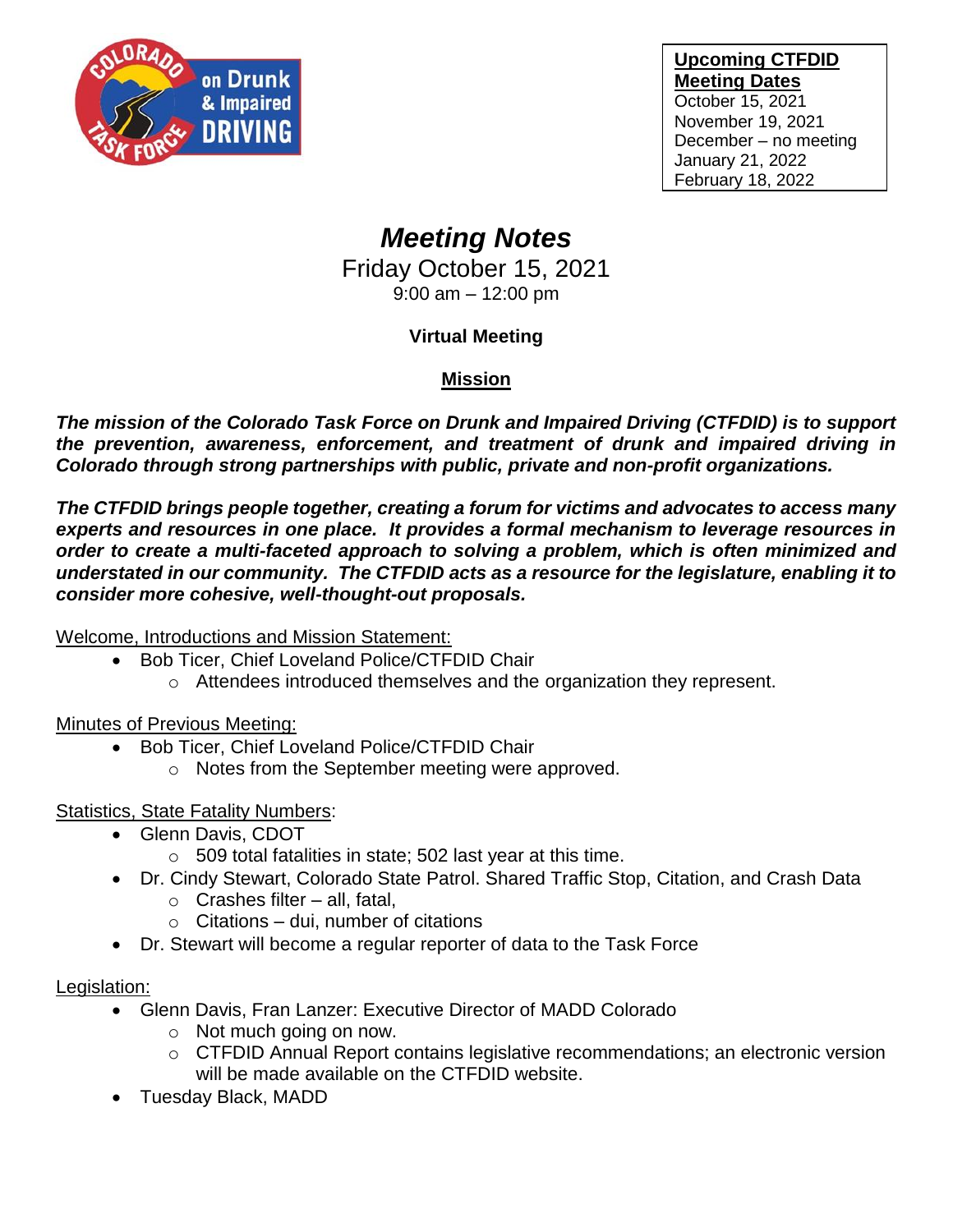**Upcoming CTFDID Meeting Dates**
October 15, 2021
November 19, 2021
December – no meeting
January 21, 2022
February 18, 2022

# *Meeting Notes*

Friday October 15, 2021
9:00 am – 12:00 pm

**Virtual Meeting**

**Mission**

***The mission of the Colorado Task Force on Drunk and Impaired Driving (CTFDID) is to support the prevention, awareness, enforcement, and treatment of drunk and impaired driving in Colorado through strong partnerships with public, private and non-profit organizations.***

***The CTFDID brings people together, creating a forum for victims and advocates to access many experts and resources in one place. It provides a formal mechanism to leverage resources in order to create a multi-faceted approach to solving a problem, which is often minimized and understated in our community. The CTFDID acts as a resource for the legislature, enabling it to consider more cohesive, well-thought-out proposals.***

Welcome, Introductions and Mission Statement:

- Bob Ticer, Chief Loveland Police/CTFDID Chair
    - Attendees introduced themselves and the organization they represent.

Minutes of Previous Meeting:

- Bob Ticer, Chief Loveland Police/CTFDID Chair
    - Notes from the September meeting were approved.

Statistics, State Fatality Numbers:

- Glenn Davis, CDOT
    - 509 total fatalities in state; 502 last year at this time.
- Dr. Cindy Stewart, Colorado State Patrol. Shared Traffic Stop, Citation, and Crash Data
    - Crashes filter – all, fatal,
    - Citations – dui, number of citations
- Dr. Stewart will become a regular reporter of data to the Task Force

Legislation:

- Glenn Davis, Fran Lanzer: Executive Director of MADD Colorado
    - Not much going on now.
    - CTFDID Annual Report contains legislative recommendations; an electronic version will be made available on the CTFDID website.
- Tuesday Black, MADD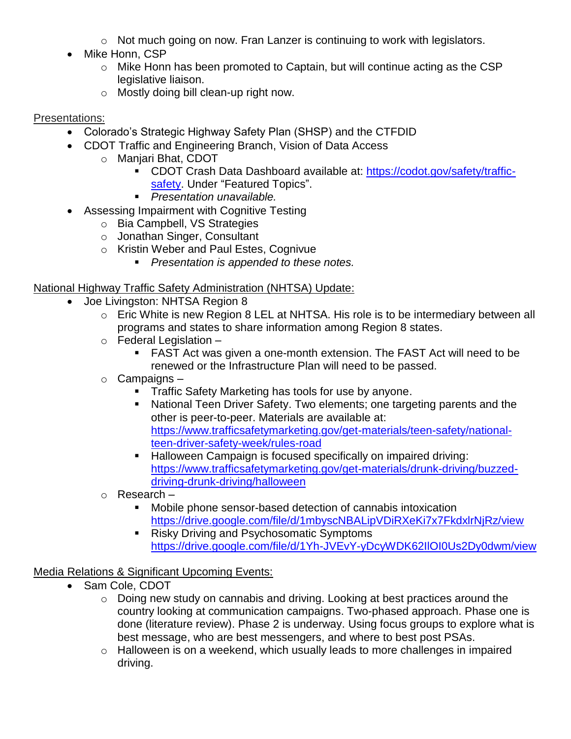- Not much going on now. Fran Lanzer is continuing to work with legislators.
- Mike Honn, CSP
  - Mike Honn has been promoted to Captain, but will continue acting as the CSP legislative liaison.
  - Mostly doing bill clean-up right now.

<u>Presentations:</u>

- Colorado's Strategic Highway Safety Plan (SHSP) and the CTFDID
- CDOT Traffic and Engineering Branch, Vision of Data Access
  - Manjari Bhat, CDOT
    - CDOT Crash Data Dashboard available at: [https://codot.gov/safety/traffic-safety](https://codot.gov/safety/traffic-safety). Under "Featured Topics".
    - *Presentation unavailable.*
- Assessing Impairment with Cognitive Testing
  - Bia Campbell, VS Strategies
  - Jonathan Singer, Consultant
  - Kristin Weber and Paul Estes, Cognivue
    - *Presentation is appended to these notes.*

<u>National Highway Traffic Safety Administration (NHTSA) Update:</u>

- Joe Livingston: NHTSA Region 8
  - Eric White is new Region 8 LEL at NHTSA. His role is to be intermediary between all programs and states to share information among Region 8 states.
  - Federal Legislation –
    - FAST Act was given a one-month extension. The FAST Act will need to be renewed or the Infrastructure Plan will need to be passed.
  - Campaigns –
    - Traffic Safety Marketing has tools for use by anyone.
    - National Teen Driver Safety. Two elements; one targeting parents and the other is peer-to-peer. Materials are available at: [https://www.trafficsafetymarketing.gov/get-materials/teen-safety/national-teen-driver-safety-week/rules-road](https://www.trafficsafetymarketing.gov/get-materials/teen-safety/national-teen-driver-safety-week/rules-road)
    - Halloween Campaign is focused specifically on impaired driving: [https://www.trafficsafetymarketing.gov/get-materials/drunk-driving/buzzed-driving-drunk-driving/halloween](https://www.trafficsafetymarketing.gov/get-materials/drunk-driving/buzzed-driving-drunk-driving/halloween)
  - Research –
    - Mobile phone sensor-based detection of cannabis intoxication [https://drive.google.com/file/d/1mbyscNBALipVDiRXeKi7x7FkdxlrNjRz/view](https://drive.google.com/file/d/1mbyscNBALipVDiRXeKi7x7FkdxlrNjRz/view)
    - Risky Driving and Psychosomatic Symptoms [https://drive.google.com/file/d/1Yh-JVEvY-yDcyWDK62IlOI0Us2Dy0dwm/view](https://drive.google.com/file/d/1Yh-JVEvY-yDcyWDK62IlOI0Us2Dy0dwm/view)

<u>Media Relations & Significant Upcoming Events:</u>

- Sam Cole, CDOT
  - Doing new study on cannabis and driving. Looking at best practices around the country looking at communication campaigns. Two-phased approach. Phase one is done (literature review). Phase 2 is underway. Using focus groups to explore what is best message, who are best messengers, and where to best post PSAs.
  - Halloween is on a weekend, which usually leads to more challenges in impaired driving.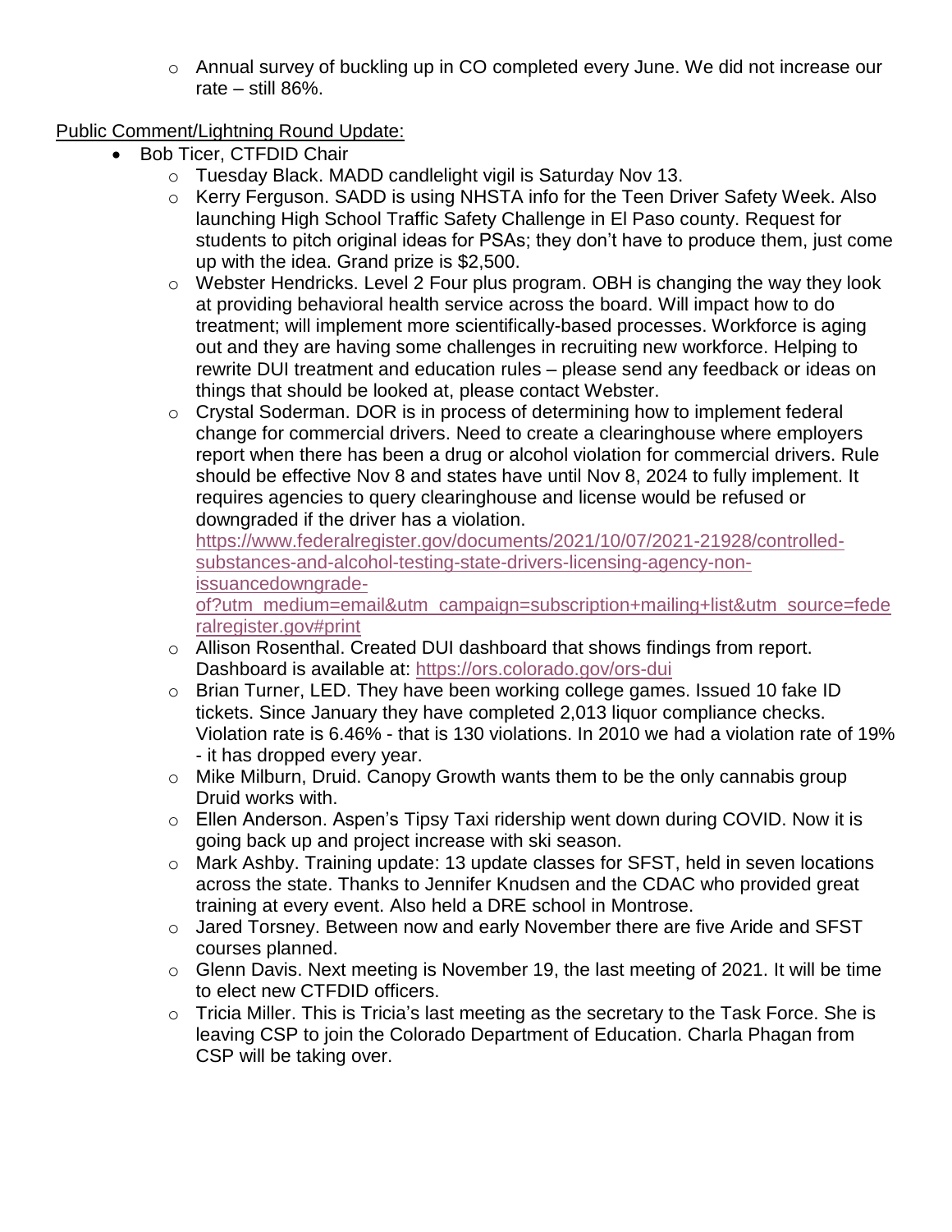- Annual survey of buckling up in CO completed every June. We did not increase our rate – still 86%.

Public Comment/Lightning Round Update:

- Bob Ticer, CTFDID Chair
  - Tuesday Black. MADD candlelight vigil is Saturday Nov 13.
  - Kerry Ferguson. SADD is using NHSTA info for the Teen Driver Safety Week. Also launching High School Traffic Safety Challenge in El Paso county. Request for students to pitch original ideas for PSAs; they don't have to produce them, just come up with the idea. Grand prize is $2,500.
  - Webster Hendricks. Level 2 Four plus program. OBH is changing the way they look at providing behavioral health service across the board. Will impact how to do treatment; will implement more scientifically-based processes. Workforce is aging out and they are having some challenges in recruiting new workforce. Helping to rewrite DUI treatment and education rules – please send any feedback or ideas on things that should be looked at, please contact Webster.
  - Crystal Soderman. DOR is in process of determining how to implement federal change for commercial drivers. Need to create a clearinghouse where employers report when there has been a drug or alcohol violation for commercial drivers. Rule should be effective Nov 8 and states have until Nov 8, 2024 to fully implement. It requires agencies to query clearinghouse and license would be refused or downgraded if the driver has a violation. https://www.federalregister.gov/documents/2021/10/07/2021-21928/controlled-substances-and-alcohol-testing-state-drivers-licensing-agency-non-issuancedowngrade-of?utm_medium=email&utm_campaign=subscription+mailing+list&utm_source=federalregister.gov#print
  - Allison Rosenthal. Created DUI dashboard that shows findings from report. Dashboard is available at: https://ors.colorado.gov/ors-dui
  - Brian Turner, LED. They have been working college games. Issued 10 fake ID tickets. Since January they have completed 2,013 liquor compliance checks. Violation rate is 6.46% - that is 130 violations. In 2010 we had a violation rate of 19% - it has dropped every year.
  - Mike Milburn, Druid. Canopy Growth wants them to be the only cannabis group Druid works with.
  - Ellen Anderson. Aspen's Tipsy Taxi ridership went down during COVID. Now it is going back up and project increase with ski season.
  - Mark Ashby. Training update: 13 update classes for SFST, held in seven locations across the state. Thanks to Jennifer Knudsen and the CDAC who provided great training at every event. Also held a DRE school in Montrose.
  - Jared Torsney. Between now and early November there are five Aride and SFST courses planned.
  - Glenn Davis. Next meeting is November 19, the last meeting of 2021. It will be time to elect new CTFDID officers.
  - Tricia Miller. This is Tricia's last meeting as the secretary to the Task Force. She is leaving CSP to join the Colorado Department of Education. Charla Phagan from CSP will be taking over.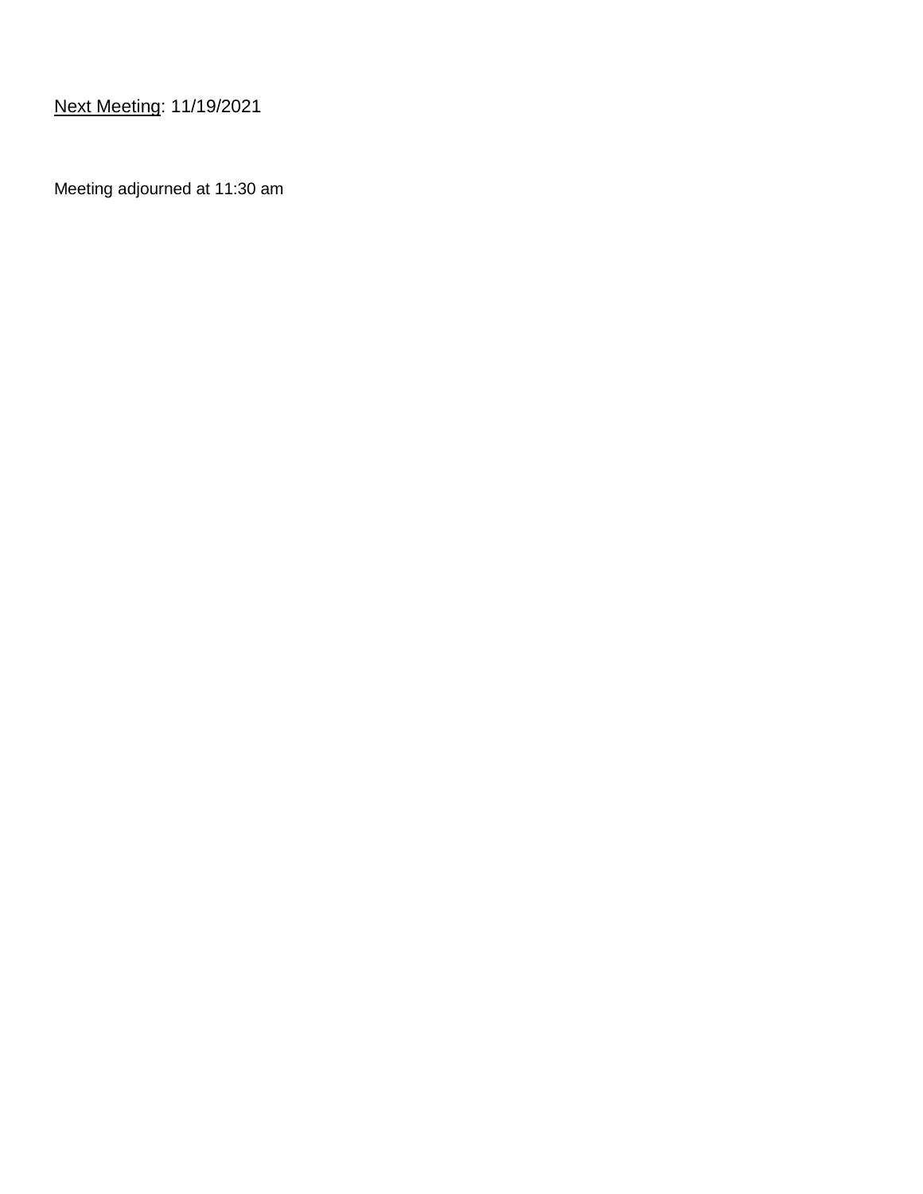<u>Next Meeting</u>: 11/19/2021

Meeting adjourned at 11:30 am